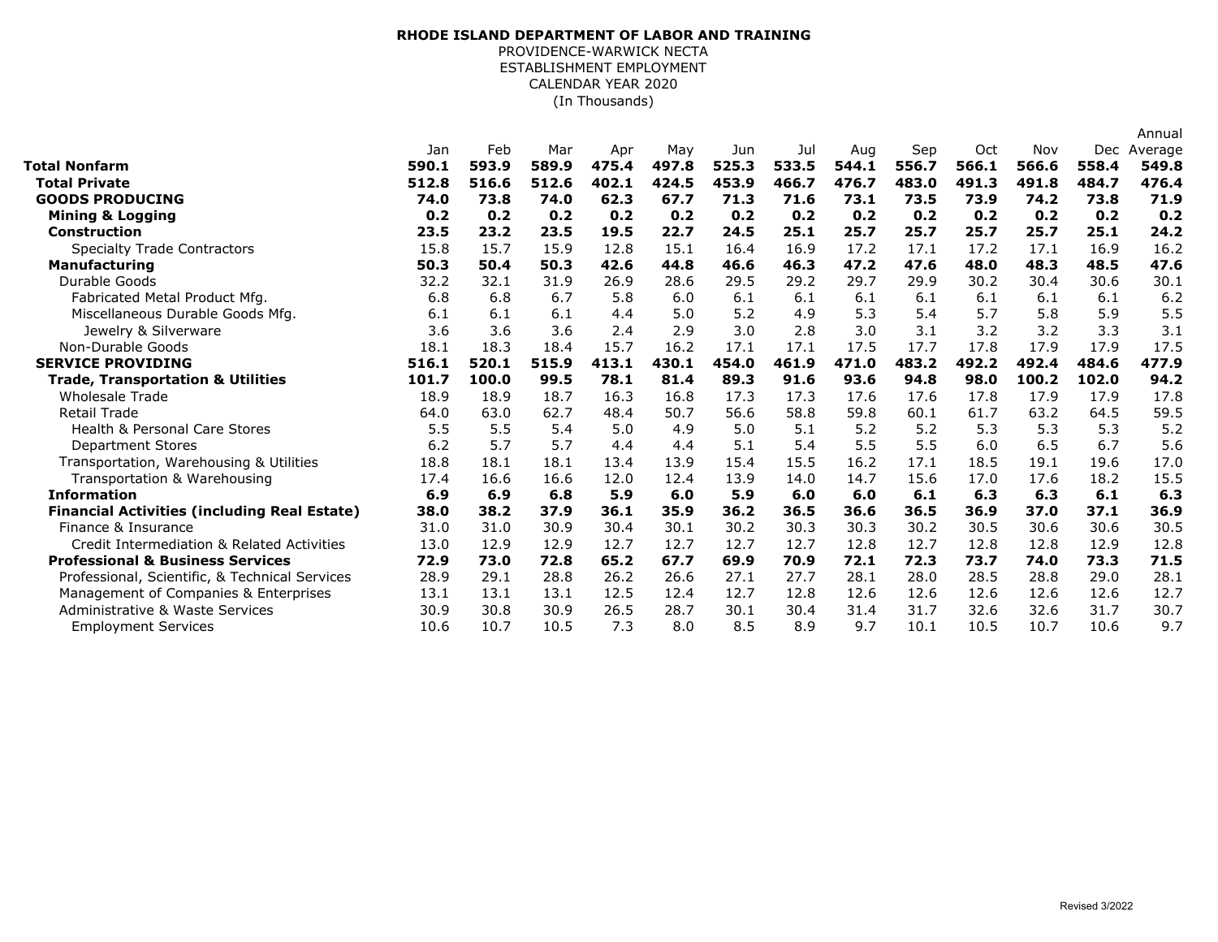**RHODE ISLAND DEPARTMENT OF LABOR AND TRAINING**
PROVIDENCE-WARWICK NECTA
ESTABLISHMENT EMPLOYMENT
CALENDAR YEAR 2020
(In Thousands)

| | Jan | Feb | Mar | Apr | May | Jun | Jul | Aug | Sep | Oct | Nov | Dec | Annual Average |
|---|---|---|---|---|---|---|---|---|---|---|---|---|---|
| **Total Nonfarm** | **590.1** | **593.9** | **589.9** | **475.4** | **497.8** | **525.3** | **533.5** | **544.1** | **556.7** | **566.1** | **566.6** | **558.4** | **549.8** |
| **Total Private** | **512.8** | **516.6** | **512.6** | **402.1** | **424.5** | **453.9** | **466.7** | **476.7** | **483.0** | **491.3** | **491.8** | **484.7** | **476.4** |
| **GOODS PRODUCING** | **74.0** | **73.8** | **74.0** | **62.3** | **67.7** | **71.3** | **71.6** | **73.1** | **73.5** | **73.9** | **74.2** | **73.8** | **71.9** |
| **Mining & Logging** | **0.2** | **0.2** | **0.2** | **0.2** | **0.2** | **0.2** | **0.2** | **0.2** | **0.2** | **0.2** | **0.2** | **0.2** | **0.2** |
| **Construction** | **23.5** | **23.2** | **23.5** | **19.5** | **22.7** | **24.5** | **25.1** | **25.7** | **25.7** | **25.7** | **25.7** | **25.1** | **24.2** |
| Specialty Trade Contractors | 15.8 | 15.7 | 15.9 | 12.8 | 15.1 | 16.4 | 16.9 | 17.2 | 17.1 | 17.2 | 17.1 | 16.9 | 16.2 |
| **Manufacturing** | **50.3** | **50.4** | **50.3** | **42.6** | **44.8** | **46.6** | **46.3** | **47.2** | **47.6** | **48.0** | **48.3** | **48.5** | **47.6** |
| Durable Goods | 32.2 | 32.1 | 31.9 | 26.9 | 28.6 | 29.5 | 29.2 | 29.7 | 29.9 | 30.2 | 30.4 | 30.6 | 30.1 |
| Fabricated Metal Product Mfg. | 6.8 | 6.8 | 6.7 | 5.8 | 6.0 | 6.1 | 6.1 | 6.1 | 6.1 | 6.1 | 6.1 | 6.1 | 6.2 |
| Miscellaneous Durable Goods Mfg. | 6.1 | 6.1 | 6.1 | 4.4 | 5.0 | 5.2 | 4.9 | 5.3 | 5.4 | 5.7 | 5.8 | 5.9 | 5.5 |
| Jewelry & Silverware | 3.6 | 3.6 | 3.6 | 2.4 | 2.9 | 3.0 | 2.8 | 3.0 | 3.1 | 3.2 | 3.2 | 3.3 | 3.1 |
| Non-Durable Goods | 18.1 | 18.3 | 18.4 | 15.7 | 16.2 | 17.1 | 17.1 | 17.5 | 17.7 | 17.8 | 17.9 | 17.9 | 17.5 |
| **SERVICE PROVIDING** | **516.1** | **520.1** | **515.9** | **413.1** | **430.1** | **454.0** | **461.9** | **471.0** | **483.2** | **492.2** | **492.4** | **484.6** | **477.9** |
| **Trade, Transportation & Utilities** | **101.7** | **100.0** | **99.5** | **78.1** | **81.4** | **89.3** | **91.6** | **93.6** | **94.8** | **98.0** | **100.2** | **102.0** | **94.2** |
| Wholesale Trade | 18.9 | 18.9 | 18.7 | 16.3 | 16.8 | 17.3 | 17.3 | 17.6 | 17.6 | 17.8 | 17.9 | 17.9 | 17.8 |
| Retail Trade | 64.0 | 63.0 | 62.7 | 48.4 | 50.7 | 56.6 | 58.8 | 59.8 | 60.1 | 61.7 | 63.2 | 64.5 | 59.5 |
| Health & Personal Care Stores | 5.5 | 5.5 | 5.4 | 5.0 | 4.9 | 5.0 | 5.1 | 5.2 | 5.2 | 5.3 | 5.3 | 5.3 | 5.2 |
| Department Stores | 6.2 | 5.7 | 5.7 | 4.4 | 4.4 | 5.1 | 5.4 | 5.5 | 5.5 | 6.0 | 6.5 | 6.7 | 5.6 |
| Transportation, Warehousing & Utilities | 18.8 | 18.1 | 18.1 | 13.4 | 13.9 | 15.4 | 15.5 | 16.2 | 17.1 | 18.5 | 19.1 | 19.6 | 17.0 |
| Transportation & Warehousing | 17.4 | 16.6 | 16.6 | 12.0 | 12.4 | 13.9 | 14.0 | 14.7 | 15.6 | 17.0 | 17.6 | 18.2 | 15.5 |
| **Information** | **6.9** | **6.9** | **6.8** | **5.9** | **6.0** | **5.9** | **6.0** | **6.0** | **6.1** | **6.3** | **6.3** | **6.1** | **6.3** |
| **Financial Activities (including Real Estate)** | **38.0** | **38.2** | **37.9** | **36.1** | **35.9** | **36.2** | **36.5** | **36.6** | **36.5** | **36.9** | **37.0** | **37.1** | **36.9** |
| Finance & Insurance | 31.0 | 31.0 | 30.9 | 30.4 | 30.1 | 30.2 | 30.3 | 30.3 | 30.2 | 30.5 | 30.6 | 30.6 | 30.5 |
| Credit Intermediation & Related Activities | 13.0 | 12.9 | 12.9 | 12.7 | 12.7 | 12.7 | 12.7 | 12.8 | 12.7 | 12.8 | 12.8 | 12.9 | 12.8 |
| **Professional & Business Services** | **72.9** | **73.0** | **72.8** | **65.2** | **67.7** | **69.9** | **70.9** | **72.1** | **72.3** | **73.7** | **74.0** | **73.3** | **71.5** |
| Professional, Scientific, & Technical Services | 28.9 | 29.1 | 28.8 | 26.2 | 26.6 | 27.1 | 27.7 | 28.1 | 28.0 | 28.5 | 28.8 | 29.0 | 28.1 |
| Management of Companies & Enterprises | 13.1 | 13.1 | 13.1 | 12.5 | 12.4 | 12.7 | 12.8 | 12.6 | 12.6 | 12.6 | 12.6 | 12.6 | 12.7 |
| Administrative & Waste Services | 30.9 | 30.8 | 30.9 | 26.5 | 28.7 | 30.1 | 30.4 | 31.4 | 31.7 | 32.6 | 32.6 | 31.7 | 30.7 |
| Employment Services | 10.6 | 10.7 | 10.5 | 7.3 | 8.0 | 8.5 | 8.9 | 9.7 | 10.1 | 10.5 | 10.7 | 10.6 | 9.7 |

Revised 3/2022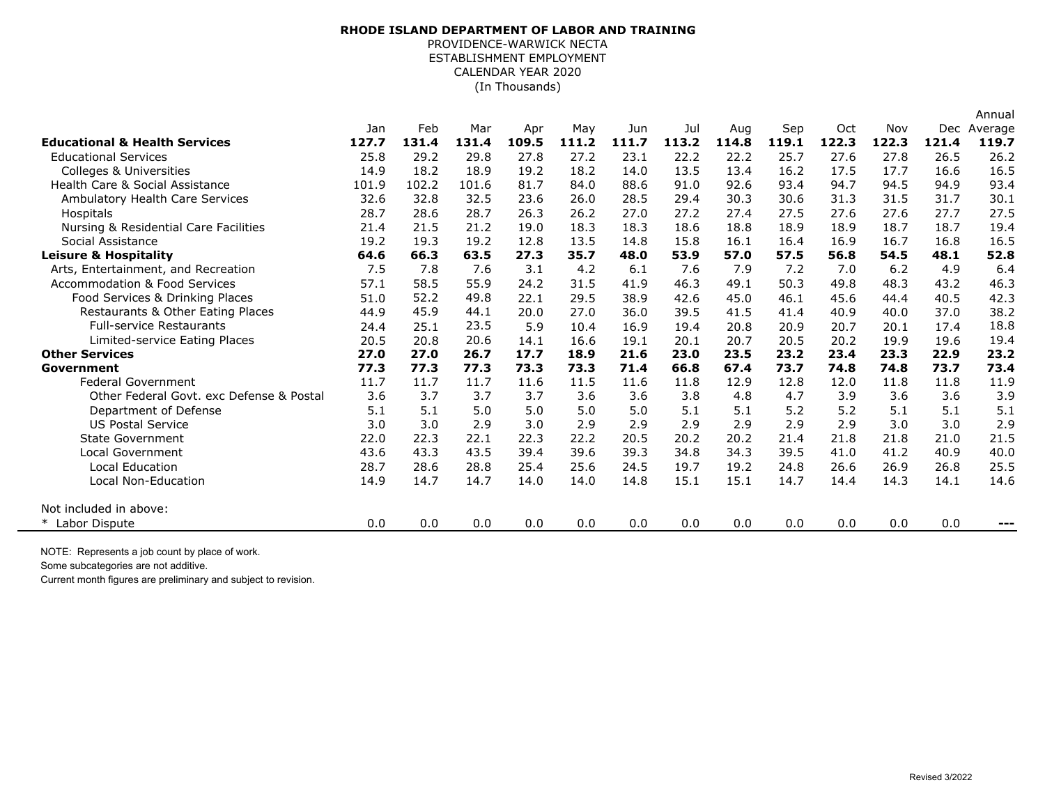**RHODE ISLAND DEPARTMENT OF LABOR AND TRAINING**
PROVIDENCE-WARWICK NECTA
ESTABLISHMENT EMPLOYMENT
CALENDAR YEAR 2020
(In Thousands)

| | Jan | Feb | Mar | Apr | May | Jun | Jul | Aug | Sep | Oct | Nov | Dec | Annual Average |
|---|---|---|---|---|---|---|---|---|---|---|---|---|---|
| **Educational & Health Services** | **127.7** | **131.4** | **131.4** | **109.5** | **111.2** | **111.7** | **113.2** | **114.8** | **119.1** | **122.3** | **122.3** | **121.4** | **119.7** |
| Educational Services | 25.8 | 29.2 | 29.8 | 27.8 | 27.2 | 23.1 | 22.2 | 22.2 | 25.7 | 27.6 | 27.8 | 26.5 | 26.2 |
| Colleges & Universities | 14.9 | 18.2 | 18.9 | 19.2 | 18.2 | 14.0 | 13.5 | 13.4 | 16.2 | 17.5 | 17.7 | 16.6 | 16.5 |
| Health Care & Social Assistance | 101.9 | 102.2 | 101.6 | 81.7 | 84.0 | 88.6 | 91.0 | 92.6 | 93.4 | 94.7 | 94.5 | 94.9 | 93.4 |
| Ambulatory Health Care Services | 32.6 | 32.8 | 32.5 | 23.6 | 26.0 | 28.5 | 29.4 | 30.3 | 30.6 | 31.3 | 31.5 | 31.7 | 30.1 |
| Hospitals | 28.7 | 28.6 | 28.7 | 26.3 | 26.2 | 27.0 | 27.2 | 27.4 | 27.5 | 27.6 | 27.6 | 27.7 | 27.5 |
| Nursing & Residential Care Facilities | 21.4 | 21.5 | 21.2 | 19.0 | 18.3 | 18.3 | 18.6 | 18.8 | 18.9 | 18.9 | 18.7 | 18.7 | 19.4 |
| Social Assistance | 19.2 | 19.3 | 19.2 | 12.8 | 13.5 | 14.8 | 15.8 | 16.1 | 16.4 | 16.9 | 16.7 | 16.8 | 16.5 |
| **Leisure & Hospitality** | **64.6** | **66.3** | **63.5** | **27.3** | **35.7** | **48.0** | **53.9** | **57.0** | **57.5** | **56.8** | **54.5** | **48.1** | **52.8** |
| Arts, Entertainment, and Recreation | 7.5 | 7.8 | 7.6 | 3.1 | 4.2 | 6.1 | 7.6 | 7.9 | 7.2 | 7.0 | 6.2 | 4.9 | 6.4 |
| Accommodation & Food Services | 57.1 | 58.5 | 55.9 | 24.2 | 31.5 | 41.9 | 46.3 | 49.1 | 50.3 | 49.8 | 48.3 | 43.2 | 46.3 |
| Food Services & Drinking Places | 51.0 | 52.2 | 49.8 | 22.1 | 29.5 | 38.9 | 42.6 | 45.0 | 46.1 | 45.6 | 44.4 | 40.5 | 42.3 |
| Restaurants & Other Eating Places | 44.9 | 45.9 | 44.1 | 20.0 | 27.0 | 36.0 | 39.5 | 41.5 | 41.4 | 40.9 | 40.0 | 37.0 | 38.2 |
| Full-service Restaurants | 24.4 | 25.1 | 23.5 | 5.9 | 10.4 | 16.9 | 19.4 | 20.8 | 20.9 | 20.7 | 20.1 | 17.4 | 18.8 |
| Limited-service Eating Places | 20.5 | 20.8 | 20.6 | 14.1 | 16.6 | 19.1 | 20.1 | 20.7 | 20.5 | 20.2 | 19.9 | 19.6 | 19.4 |
| **Other Services** | **27.0** | **27.0** | **26.7** | **17.7** | **18.9** | **21.6** | **23.0** | **23.5** | **23.2** | **23.4** | **23.3** | **22.9** | **23.2** |
| **Government** | **77.3** | **77.3** | **77.3** | **73.3** | **73.3** | **71.4** | **66.8** | **67.4** | **73.7** | **74.8** | **74.8** | **73.7** | **73.4** |
| Federal Government | 11.7 | 11.7 | 11.7 | 11.6 | 11.5 | 11.6 | 11.8 | 12.9 | 12.8 | 12.0 | 11.8 | 11.8 | 11.9 |
| Other Federal Govt. exc Defense & Postal | 3.6 | 3.7 | 3.7 | 3.7 | 3.6 | 3.6 | 3.8 | 4.8 | 4.7 | 3.9 | 3.6 | 3.6 | 3.9 |
| Department of Defense | 5.1 | 5.1 | 5.0 | 5.0 | 5.0 | 5.0 | 5.1 | 5.1 | 5.2 | 5.2 | 5.1 | 5.1 | 5.1 |
| US Postal Service | 3.0 | 3.0 | 2.9 | 3.0 | 2.9 | 2.9 | 2.9 | 2.9 | 2.9 | 2.9 | 3.0 | 3.0 | 2.9 |
| State Government | 22.0 | 22.3 | 22.1 | 22.3 | 22.2 | 20.5 | 20.2 | 20.2 | 21.4 | 21.8 | 21.8 | 21.0 | 21.5 |
| Local Government | 43.6 | 43.3 | 43.5 | 39.4 | 39.6 | 39.3 | 34.8 | 34.3 | 39.5 | 41.0 | 41.2 | 40.9 | 40.0 |
| Local Education | 28.7 | 28.6 | 28.8 | 25.4 | 25.6 | 24.5 | 19.7 | 19.2 | 24.8 | 26.6 | 26.9 | 26.8 | 25.5 |
| Local Non-Education | 14.9 | 14.7 | 14.7 | 14.0 | 14.0 | 14.8 | 15.1 | 15.1 | 14.7 | 14.4 | 14.3 | 14.1 | 14.6 |
| Not included in above: | | | | | | | | | | | | | |
| * Labor Dispute | 0.0 | 0.0 | 0.0 | 0.0 | 0.0 | 0.0 | 0.0 | 0.0 | 0.0 | 0.0 | 0.0 | 0.0 | --- |

NOTE: Represents a job count by place of work.
Some subcategories are not additive.
Current month figures are preliminary and subject to revision.

Revised 3/2022